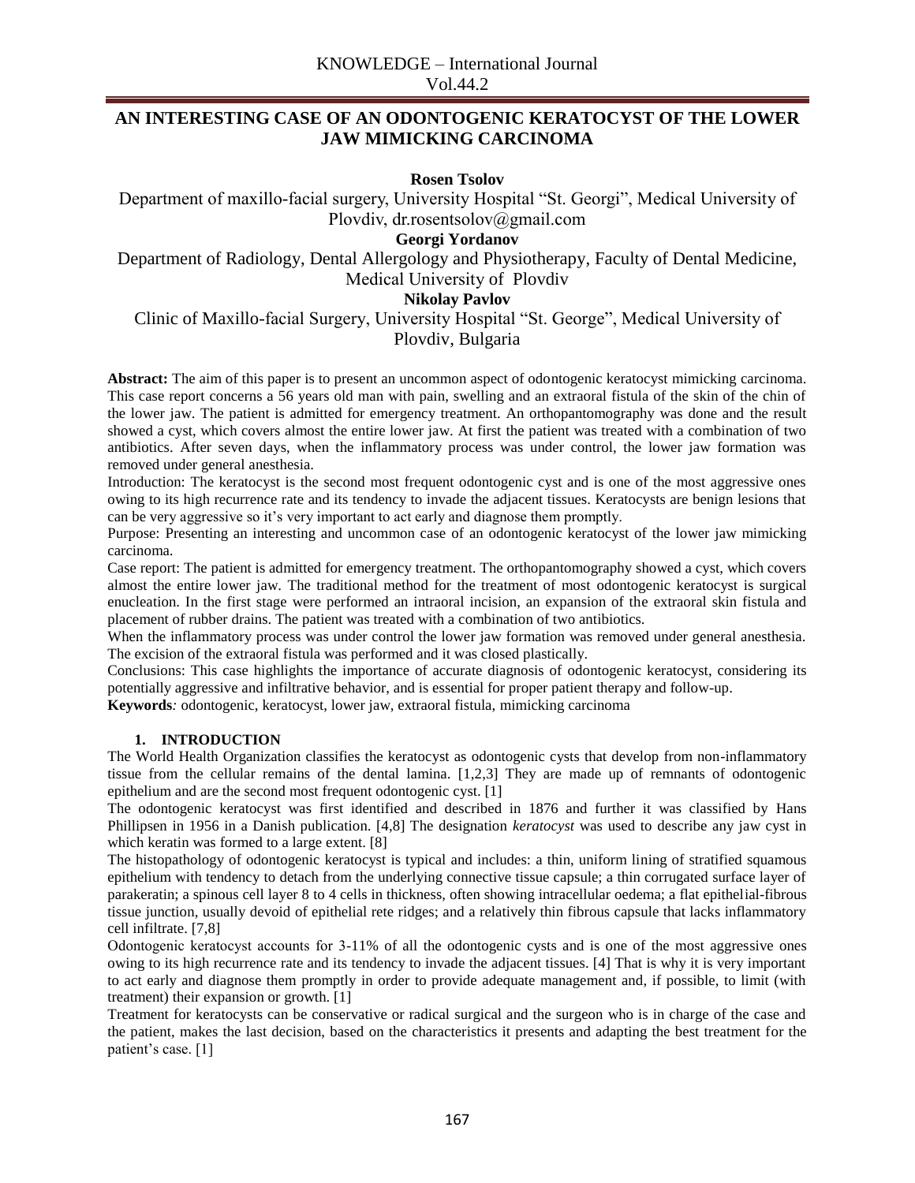# AN INTERESTING CASE OF AN ODONTOGENIC KERATOCYST OF THE LOWER JAW MIMICKING CARCINOMA

**Rosen Tsolov**

Department of maxillo-facial surgery, University Hospital "St. Georgi", Medical University of Plovdiv, dr.rosentsolov@gmail.com

**Georgi Yordanov**

Department of Radiology, Dental Allergology and Physiotherapy, Faculty of Dental Medicine, Medical University of Plovdiv

**Nikolay Pavlov**

Clinic of Maxillo-facial Surgery, University Hospital "St. George", Medical University of Plovdiv, Bulgaria

**Abstract:** The aim of this paper is to present an uncommon aspect of odontogenic keratocyst mimicking carcinoma. This case report concerns a 56 years old man with pain, swelling and an extraoral fistula of the skin of the chin of the lower jaw. The patient is admitted for emergency treatment. An orthopantomography was done and the result showed a cyst, which covers almost the entire lower jaw. At first the patient was treated with a combination of two antibiotics. After seven days, when the inflammatory process was under control, the lower jaw formation was removed under general anesthesia.

Introduction: The keratocyst is the second most frequent odontogenic cyst and is one of the most aggressive ones owing to its high recurrence rate and its tendency to invade the adjacent tissues. Keratocysts are benign lesions that can be very aggressive so it's very important to act early and diagnose them promptly.

Purpose: Presenting an interesting and uncommon case of an odontogenic keratocyst of the lower jaw mimicking carcinoma.

Case report: The patient is admitted for emergency treatment. The orthopantomography showed a cyst, which covers almost the entire lower jaw. The traditional method for the treatment of most odontogenic keratocyst is surgical enucleation. In the first stage were performed an intraoral incision, an expansion of the extraoral skin fistula and placement of rubber drains. The patient was treated with a combination of two antibiotics.

When the inflammatory process was under control the lower jaw formation was removed under general anesthesia. The excision of the extraoral fistula was performed and it was closed plastically.

Conclusions: This case highlights the importance of accurate diagnosis of odontogenic keratocyst, considering its potentially aggressive and infiltrative behavior, and is essential for proper patient therapy and follow-up.

**Keywords***:* odontogenic, keratocyst, lower jaw, extraoral fistula, mimicking carcinoma

## 1. INTRODUCTION

The World Health Organization classifies the keratocyst as odontogenic cysts that develop from non-inflammatory tissue from the cellular remains of the dental lamina. [1,2,3] They are made up of remnants of odontogenic epithelium and are the second most frequent odontogenic cyst. [1]

The odontogenic keratocyst was first identified and described in 1876 and further it was classified by Hans Phillipsen in 1956 in a Danish publication. [4,8] The designation *keratocyst* was used to describe any jaw cyst in which keratin was formed to a large extent. [8]

The histopathology of odontogenic keratocyst is typical and includes: a thin, uniform lining of stratified squamous epithelium with tendency to detach from the underlying connective tissue capsule; a thin corrugated surface layer of parakeratin; a spinous cell layer 8 to 4 cells in thickness, often showing intracellular oedema; a flat epithelial-fibrous tissue junction, usually devoid of epithelial rete ridges; and a relatively thin fibrous capsule that lacks inflammatory cell infiltrate. [7,8]

Odontogenic keratocyst accounts for 3-11% of all the odontogenic cysts and is one of the most aggressive ones owing to its high recurrence rate and its tendency to invade the adjacent tissues. [4] That is why it is very important to act early and diagnose them promptly in order to provide adequate management and, if possible, to limit (with treatment) their expansion or growth. [1]

Treatment for keratocysts can be conservative or radical surgical and the surgeon who is in charge of the case and the patient, makes the last decision, based on the characteristics it presents and adapting the best treatment for the patient's case. [1]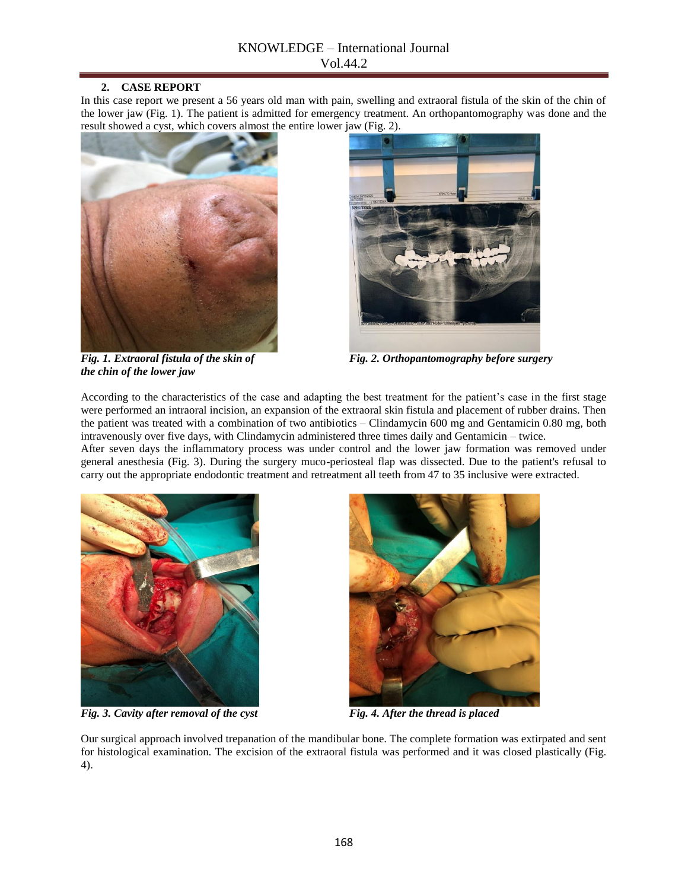## 2. CASE REPORT

In this case report we present a 56 years old man with pain, swelling and extraoral fistula of the skin of the chin of the lower jaw (Fig. 1). The patient is admitted for emergency treatment. An orthopantomography was done and the result showed a cyst, which covers almost the entire lower jaw (Fig. 2).

***Fig. 1. Extraoral fistula of the skin of the chin of the lower jaw***

***Fig. 2. Orthopantomography before surgery***

According to the characteristics of the case and adapting the best treatment for the patient's case in the first stage were performed an intraoral incision, an expansion of the extraoral skin fistula and placement of rubber drains. Then the patient was treated with a combination of two antibiotics – Clindamycin 600 mg and Gentamicin 0.80 mg, both intravenously over five days, with Clindamycin administered three times daily and Gentamicin – twice.

After seven days the inflammatory process was under control and the lower jaw formation was removed under general anesthesia (Fig. 3). During the surgery muco-periosteal flap was dissected. Due to the patient's refusal to carry out the appropriate endodontic treatment and retreatment all teeth from 47 to 35 inclusive were extracted.

***Fig. 3. Cavity after removal of the cyst***

***Fig. 4. After the thread is placed***

Our surgical approach involved trepanation of the mandibular bone. The complete formation was extirpated and sent for histological examination. The excision of the extraoral fistula was performed and it was closed plastically (Fig. 4).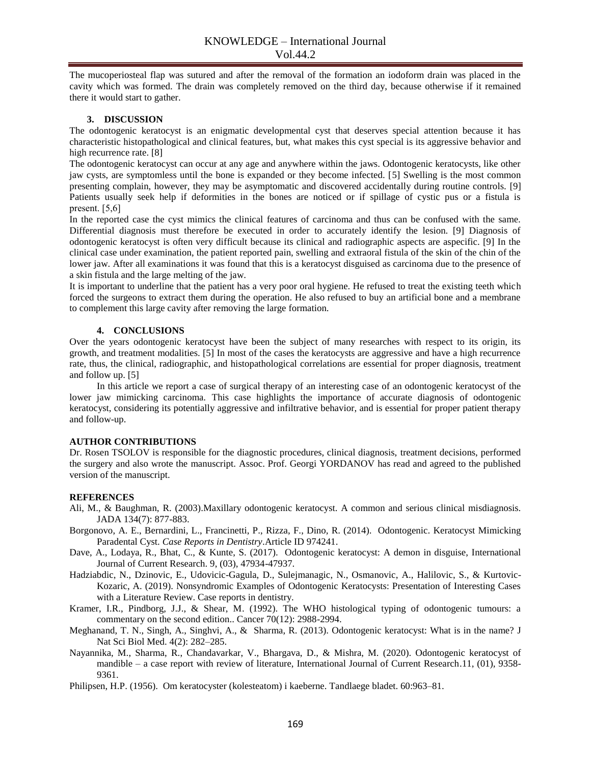The mucoperiosteal flap was sutured and after the removal of the formation an iodoform drain was placed in the cavity which was formed. The drain was completely removed on the third day, because otherwise if it remained there it would start to gather.

## 3. DISCUSSION

The odontogenic keratocyst is an enigmatic developmental cyst that deserves special attention because it has characteristic histopathological and clinical features, but, what makes this cyst special is its aggressive behavior and high recurrence rate. [8]

The odontogenic keratocyst can occur at any age and anywhere within the jaws. Odontogenic keratocysts, like other jaw cysts, are symptomless until the bone is expanded or they become infected. [5] Swelling is the most common presenting complain, however, they may be asymptomatic and discovered accidentally during routine controls. [9] Patients usually seek help if deformities in the bones are noticed or if spillage of cystic pus or a fistula is present. [5,6]

In the reported case the cyst mimics the clinical features of carcinoma and thus can be confused with the same. Differential diagnosis must therefore be executed in order to accurately identify the lesion. [9] Diagnosis of odontogenic keratocyst is often very difficult because its clinical and radiographic aspects are aspecific. [9] In the clinical case under examination, the patient reported pain, swelling and extraoral fistula of the skin of the chin of the lower jaw. After all examinations it was found that this is a keratocyst disguised as carcinoma due to the presence of a skin fistula and the large melting of the jaw.

It is important to underline that the patient has a very poor oral hygiene. He refused to treat the existing teeth which forced the surgeons to extract them during the operation. He also refused to buy an artificial bone and a membrane to complement this large cavity after removing the large formation.

## 4. CONCLUSIONS

Over the years odontogenic keratocyst have been the subject of many researches with respect to its origin, its growth, and treatment modalities. [5] In most of the cases the keratocysts are aggressive and have a high recurrence rate, thus, the clinical, radiographic, and histopathological correlations are essential for proper diagnosis, treatment and follow up. [5]

In this article we report a case of surgical therapy of an interesting case of an odontogenic keratocyst of the lower jaw mimicking carcinoma. This case highlights the importance of accurate diagnosis of odontogenic keratocyst, considering its potentially aggressive and infiltrative behavior, and is essential for proper patient therapy and follow-up.

## AUTHOR CONTRIBUTIONS

Dr. Rosen TSOLOV is responsible for the diagnostic procedures, clinical diagnosis, treatment decisions, performed the surgery and also wrote the manuscript. Assoc. Prof. Georgi YORDANOV has read and agreed to the published version of the manuscript.

## REFERENCES

Ali, M., & Baughman, R. (2003).Maxillary odontogenic keratocyst. A common and serious clinical misdiagnosis. JADA 134(7): 877-883.

Borgonovo, A. E., Bernardini, L., Francinetti, P., Rizza, F., Dino, R. (2014). Odontogenic. Keratocyst Mimicking Paradental Cyst. *Case Reports in Dentistry*.Article ID 974241.

Dave, A., Lodaya, R., Bhat, C., & Kunte, S. (2017). Odontogenic keratocyst: A demon in disguise, International Journal of Current Research. 9, (03), 47934-47937.

Hadziabdic, N., Dzinovic, E., Udovicic-Gagula, D., Sulejmanagic, N., Osmanovic, A., Halilovic, S., & Kurtovic-Kozaric, A. (2019). Nonsyndromic Examples of Odontogenic Keratocysts: Presentation of Interesting Cases with a Literature Review. Case reports in dentistry.

Kramer, I.R., Pindborg, J.J., & Shear, M. (1992). The WHO histological typing of odontogenic tumours: a commentary on the second edition.. Cancer 70(12): 2988-2994.

Meghanand, T. N., Singh, A., Singhvi, A., & Sharma, R. (2013). Odontogenic keratocyst: What is in the name? J Nat Sci Biol Med. 4(2): 282–285.

Nayannika, M., Sharma, R., Chandavarkar, V., Bhargava, D., & Mishra, M. (2020). Odontogenic keratocyst of mandible – a case report with review of literature, International Journal of Current Research.11, (01), 9358-9361.

Philipsen, H.P. (1956). Om keratocyster (kolesteatom) i kaeberne. Tandlaege bladet. 60:963–81.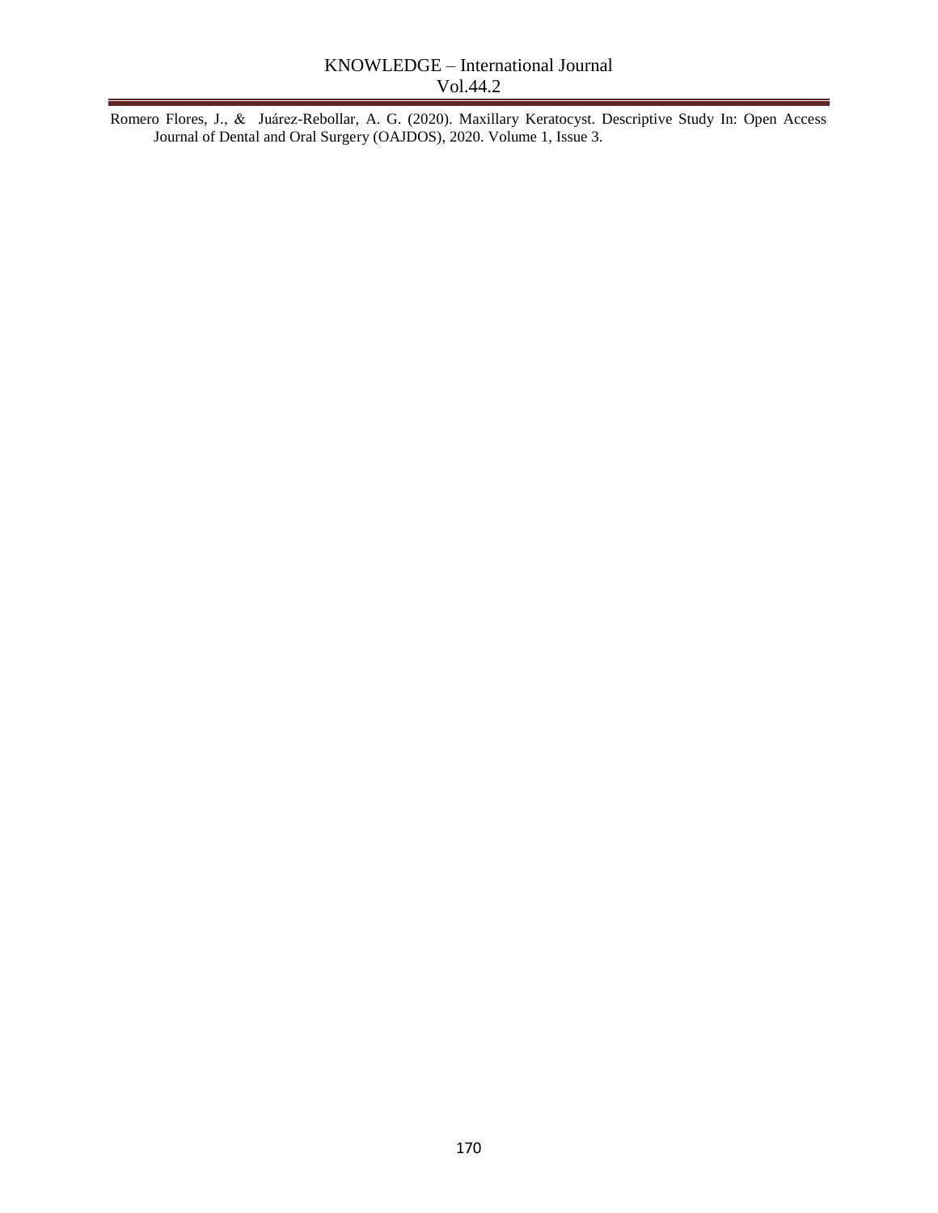Romero Flores, J., & Juárez-Rebollar, A. G. (2020). Maxillary Keratocyst. Descriptive Study In: Open Access Journal of Dental and Oral Surgery (OAJDOS), 2020. Volume 1, Issue 3.